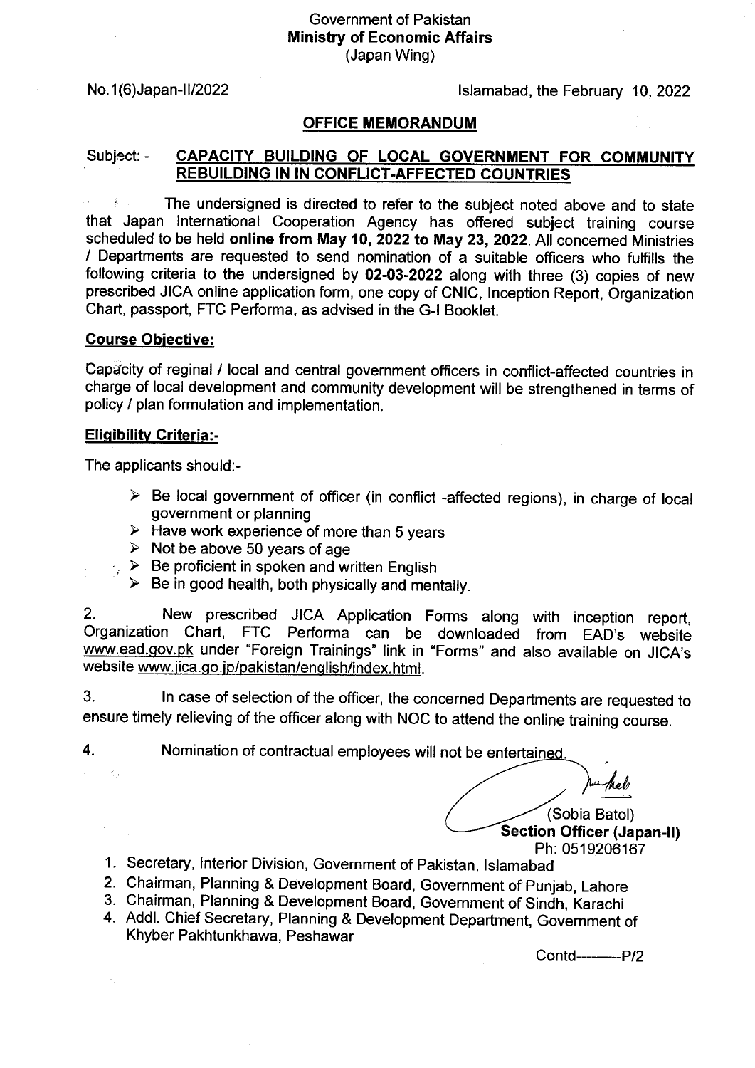Government of Pakistan
**Ministry of Economic Affairs**
(Japan Wing)

No.1(6)Japan-II/2022

Islamabad, the February 10, 2022

**OFFICE MEMORANDUM**

Subject: - **CAPACITY BUILDING OF LOCAL GOVERNMENT FOR COMMUNITY REBUILDING IN IN CONFLICT-AFFECTED COUNTRIES**

The undersigned is directed to refer to the subject noted above and to state that Japan International Cooperation Agency has offered subject training course scheduled to be held **online from May 10, 2022 to May 23, 2022.** All concerned Ministries / Departments are requested to send nomination of a suitable officers who fulfills the following criteria to the undersigned by **02-03-2022** along with three (3) copies of new prescribed JICA online application form, one copy of CNIC, Inception Report, Organization Chart, passport, FTC Performa, as advised in the G-I Booklet.

**Course Objective:**

Capacity of reginal / local and central government officers in conflict-affected countries in charge of local development and community development will be strengthened in terms of policy / plan formulation and implementation.

**Eligibility Criteria:-**

The applicants should:-

- Be local government of officer (in conflict -affected regions), in charge of local government or planning
- Have work experience of more than 5 years
- Not be above 50 years of age
- Be proficient in spoken and written English
- Be in good health, both physically and mentally.

2. New prescribed JICA Application Forms along with inception report, Organization Chart, FTC Performa can be downloaded from EAD's website www.ead.gov.pk under "Foreign Trainings" link in "Forms" and also available on JICA's website www.jica.go.jp/pakistan/english/index.html.

3. In case of selection of the officer, the concerned Departments are requested to ensure timely relieving of the officer along with NOC to attend the online training course.

4. Nomination of contractual employees will not be entertained.

(Sobia Batol)
**Section Officer (Japan-II)**
Ph: 0519206167

1. Secretary, Interior Division, Government of Pakistan, Islamabad
2. Chairman, Planning & Development Board, Government of Punjab, Lahore
3. Chairman, Planning & Development Board, Government of Sindh, Karachi
4. Addl. Chief Secretary, Planning & Development Department, Government of Khyber Pakhtunkhawa, Peshawar

Contd---------P/2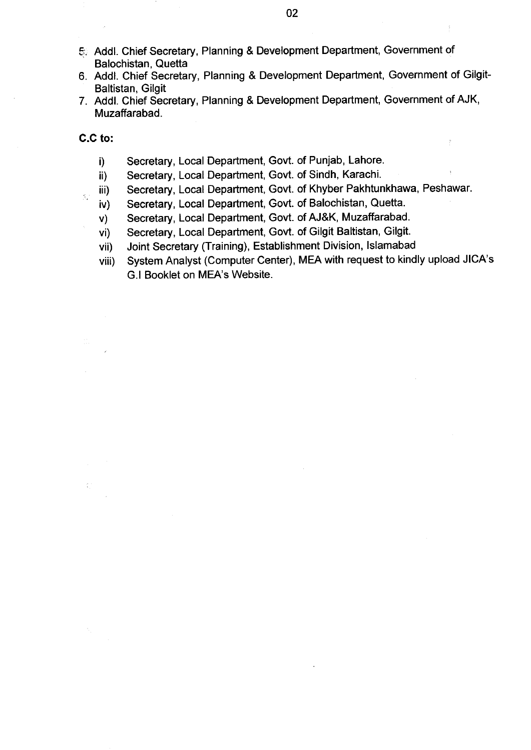5. Addl. Chief Secretary, Planning & Development Department, Government of Balochistan, Quetta
6. Addl. Chief Secretary, Planning & Development Department, Government of Gilgit-Baltistan, Gilgit
7. Addl. Chief Secretary, Planning & Development Department, Government of AJK, Muzaffarabad.

**C.C to:**

i) Secretary, Local Department, Govt. of Punjab, Lahore.
ii) Secretary, Local Department, Govt. of Sindh, Karachi.
iii) Secretary, Local Department, Govt. of Khyber Pakhtunkhawa, Peshawar.
iv) Secretary, Local Department, Govt. of Balochistan, Quetta.
v) Secretary, Local Department, Govt. of AJ&K, Muzaffarabad.
vi) Secretary, Local Department, Govt. of Gilgit Baltistan, Gilgit.
vii) Joint Secretary (Training), Establishment Division, Islamabad
viii) System Analyst (Computer Center), MEA with request to kindly upload JICA's G.I Booklet on MEA's Website.